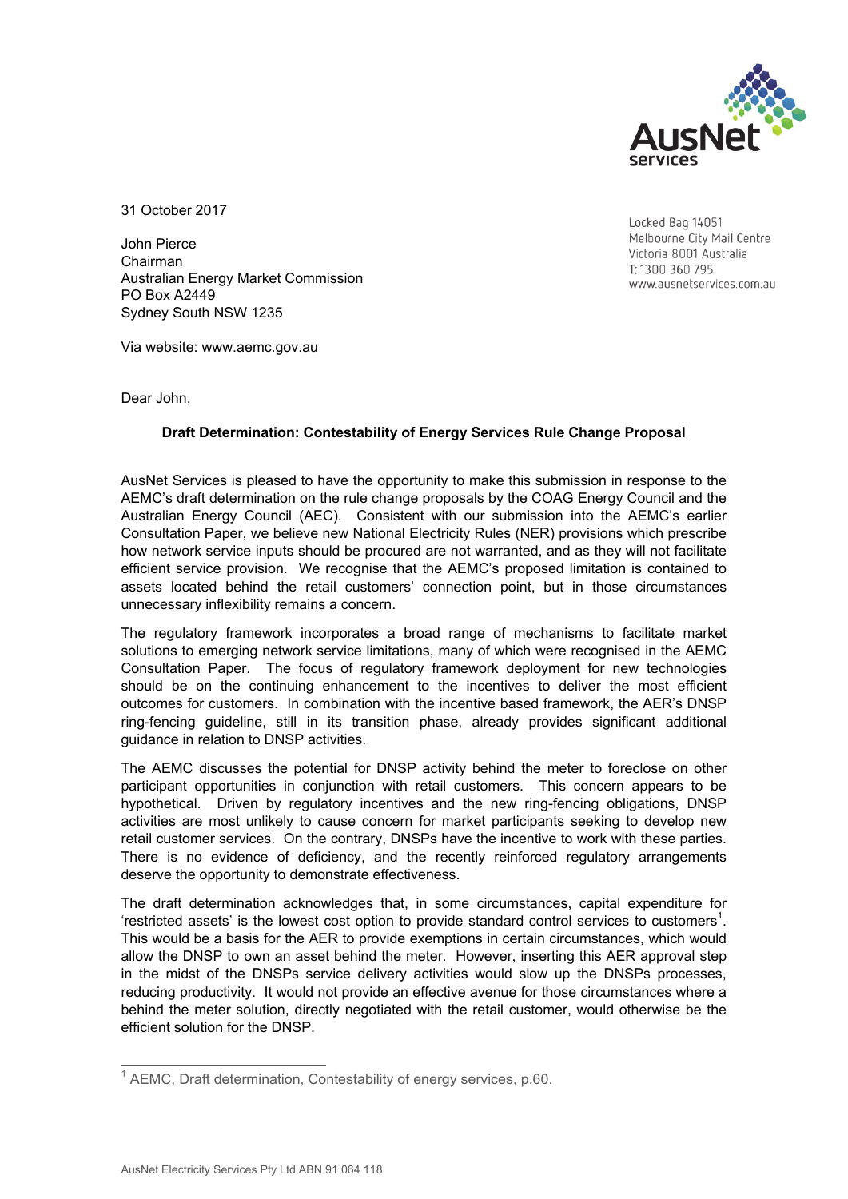31 October 2017

Locked Bag 14051
Melbourne City Mail Centre
Victoria 8001 Australia
T: 1300 360 795
www.ausnetservices.com.au

John Pierce
Chairman
Australian Energy Market Commission
PO Box A2449
Sydney South NSW 1235

Via website: www.aemc.gov.au

Dear John,

**Draft Determination: Contestability of Energy Services Rule Change Proposal**

AusNet Services is pleased to have the opportunity to make this submission in response to the AEMC's draft determination on the rule change proposals by the COAG Energy Council and the Australian Energy Council (AEC). Consistent with our submission into the AEMC's earlier Consultation Paper, we believe new National Electricity Rules (NER) provisions which prescribe how network service inputs should be procured are not warranted, and as they will not facilitate efficient service provision. We recognise that the AEMC's proposed limitation is contained to assets located behind the retail customers' connection point, but in those circumstances unnecessary inflexibility remains a concern.

The regulatory framework incorporates a broad range of mechanisms to facilitate market solutions to emerging network service limitations, many of which were recognised in the AEMC Consultation Paper. The focus of regulatory framework deployment for new technologies should be on the continuing enhancement to the incentives to deliver the most efficient outcomes for customers. In combination with the incentive based framework, the AER's DNSP ring-fencing guideline, still in its transition phase, already provides significant additional guidance in relation to DNSP activities.

The AEMC discusses the potential for DNSP activity behind the meter to foreclose on other participant opportunities in conjunction with retail customers. This concern appears to be hypothetical. Driven by regulatory incentives and the new ring-fencing obligations, DNSP activities are most unlikely to cause concern for market participants seeking to develop new retail customer services. On the contrary, DNSPs have the incentive to work with these parties. There is no evidence of deficiency, and the recently reinforced regulatory arrangements deserve the opportunity to demonstrate effectiveness.

The draft determination acknowledges that, in some circumstances, capital expenditure for 'restricted assets' is the lowest cost option to provide standard control services to customers[1]. This would be a basis for the AER to provide exemptions in certain circumstances, which would allow the DNSP to own an asset behind the meter. However, inserting this AER approval step in the midst of the DNSPs service delivery activities would slow up the DNSPs processes, reducing productivity. It would not provide an effective avenue for those circumstances where a behind the meter solution, directly negotiated with the retail customer, would otherwise be the efficient solution for the DNSP.

---

[1] AEMC, Draft determination, Contestability of energy services, p.60.

AusNet Electricity Services Pty Ltd ABN 91 064 118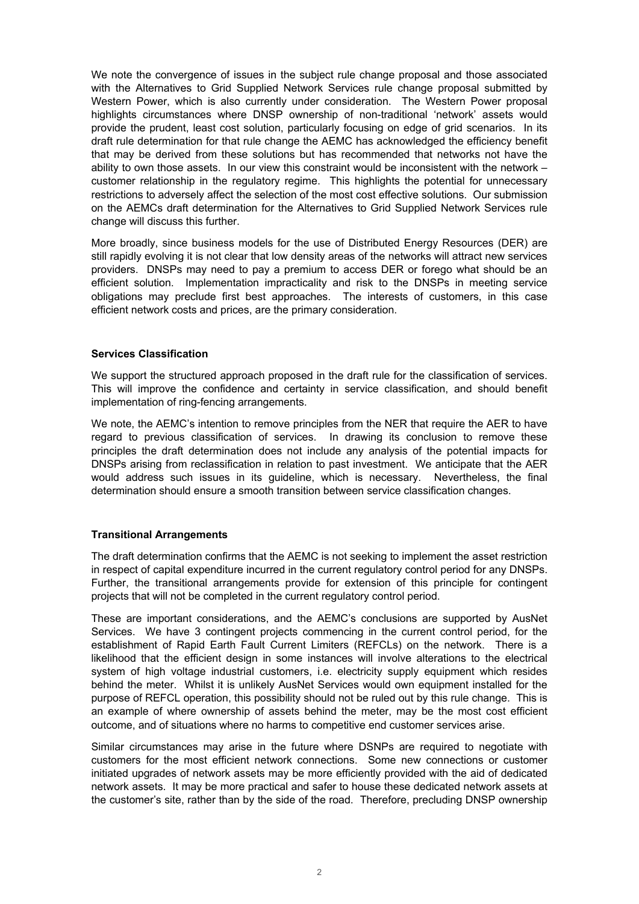We note the convergence of issues in the subject rule change proposal and those associated with the Alternatives to Grid Supplied Network Services rule change proposal submitted by Western Power, which is also currently under consideration. The Western Power proposal highlights circumstances where DNSP ownership of non-traditional 'network' assets would provide the prudent, least cost solution, particularly focusing on edge of grid scenarios. In its draft rule determination for that rule change the AEMC has acknowledged the efficiency benefit that may be derived from these solutions but has recommended that networks not have the ability to own those assets. In our view this constraint would be inconsistent with the network – customer relationship in the regulatory regime. This highlights the potential for unnecessary restrictions to adversely affect the selection of the most cost effective solutions. Our submission on the AEMCs draft determination for the Alternatives to Grid Supplied Network Services rule change will discuss this further.

More broadly, since business models for the use of Distributed Energy Resources (DER) are still rapidly evolving it is not clear that low density areas of the networks will attract new services providers. DNSPs may need to pay a premium to access DER or forego what should be an efficient solution. Implementation impracticality and risk to the DNSPs in meeting service obligations may preclude first best approaches. The interests of customers, in this case efficient network costs and prices, are the primary consideration.

**Services Classification**

We support the structured approach proposed in the draft rule for the classification of services. This will improve the confidence and certainty in service classification, and should benefit implementation of ring-fencing arrangements.

We note, the AEMC's intention to remove principles from the NER that require the AER to have regard to previous classification of services. In drawing its conclusion to remove these principles the draft determination does not include any analysis of the potential impacts for DNSPs arising from reclassification in relation to past investment. We anticipate that the AER would address such issues in its guideline, which is necessary. Nevertheless, the final determination should ensure a smooth transition between service classification changes.

**Transitional Arrangements**

The draft determination confirms that the AEMC is not seeking to implement the asset restriction in respect of capital expenditure incurred in the current regulatory control period for any DNSPs. Further, the transitional arrangements provide for extension of this principle for contingent projects that will not be completed in the current regulatory control period.

These are important considerations, and the AEMC's conclusions are supported by AusNet Services. We have 3 contingent projects commencing in the current control period, for the establishment of Rapid Earth Fault Current Limiters (REFCLs) on the network. There is a likelihood that the efficient design in some instances will involve alterations to the electrical system of high voltage industrial customers, i.e. electricity supply equipment which resides behind the meter. Whilst it is unlikely AusNet Services would own equipment installed for the purpose of REFCL operation, this possibility should not be ruled out by this rule change. This is an example of where ownership of assets behind the meter, may be the most cost efficient outcome, and of situations where no harms to competitive end customer services arise.

Similar circumstances may arise in the future where DSNPs are required to negotiate with customers for the most efficient network connections. Some new connections or customer initiated upgrades of network assets may be more efficiently provided with the aid of dedicated network assets. It may be more practical and safer to house these dedicated network assets at the customer's site, rather than by the side of the road. Therefore, precluding DNSP ownership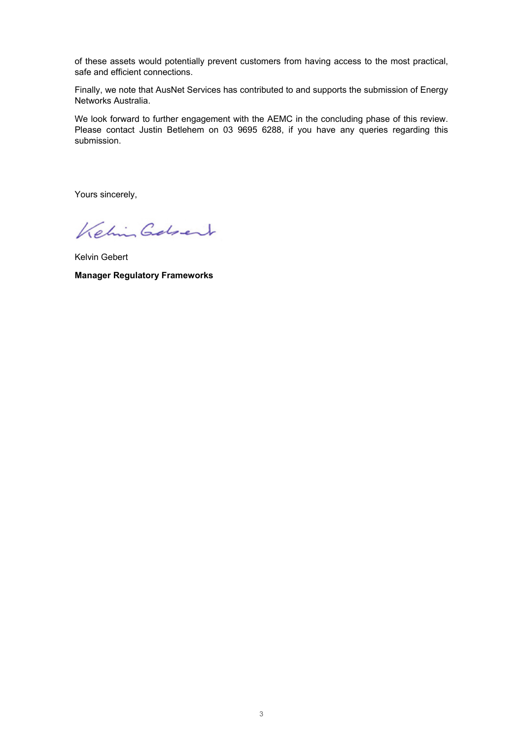of these assets would potentially prevent customers from having access to the most practical, safe and efficient connections.

Finally, we note that AusNet Services has contributed to and supports the submission of Energy Networks Australia.

We look forward to further engagement with the AEMC in the concluding phase of this review. Please contact Justin Betlehem on 03 9695 6288, if you have any queries regarding this submission.

Yours sincerely,

Kelvin Gebert

**Manager Regulatory Frameworks**